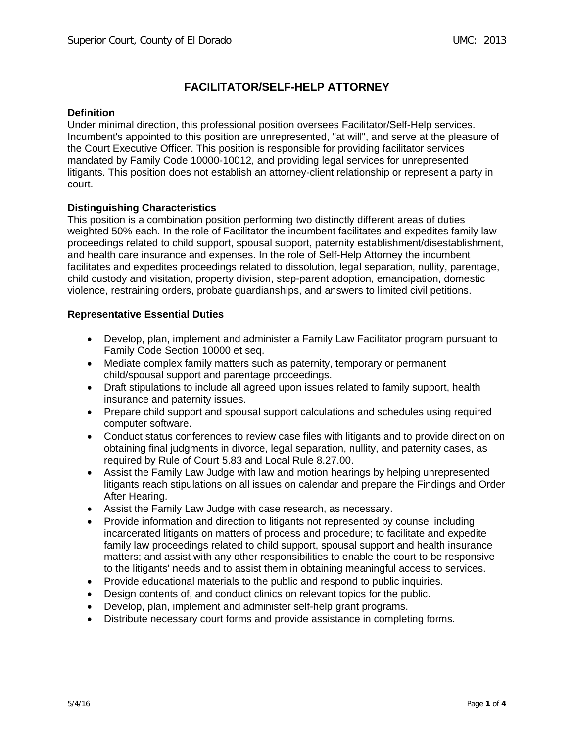# FACILITATOR/SELF-HELP ATTORNEY

**Definition**

Under minimal direction, this professional position oversees Facilitator/Self-Help services. Incumbent's appointed to this position are unrepresented, "at will", and serve at the pleasure of the Court Executive Officer. This position is responsible for providing facilitator services mandated by Family Code 10000-10012, and providing legal services for unrepresented litigants. This position does not establish an attorney-client relationship or represent a party in court.

**Distinguishing Characteristics**

This position is a combination position performing two distinctly different areas of duties weighted 50% each. In the role of Facilitator the incumbent facilitates and expedites family law proceedings related to child support, spousal support, paternity establishment/disestablishment, and health care insurance and expenses. In the role of Self-Help Attorney the incumbent facilitates and expedites proceedings related to dissolution, legal separation, nullity, parentage, child custody and visitation, property division, step-parent adoption, emancipation, domestic violence, restraining orders, probate guardianships, and answers to limited civil petitions.

**Representative Essential Duties**

- Develop, plan, implement and administer a Family Law Facilitator program pursuant to Family Code Section 10000 et seq.
- Mediate complex family matters such as paternity, temporary or permanent child/spousal support and parentage proceedings.
- Draft stipulations to include all agreed upon issues related to family support, health insurance and paternity issues.
- Prepare child support and spousal support calculations and schedules using required computer software.
- Conduct status conferences to review case files with litigants and to provide direction on obtaining final judgments in divorce, legal separation, nullity, and paternity cases, as required by Rule of Court 5.83 and Local Rule 8.27.00.
- Assist the Family Law Judge with law and motion hearings by helping unrepresented litigants reach stipulations on all issues on calendar and prepare the Findings and Order After Hearing.
- Assist the Family Law Judge with case research, as necessary.
- Provide information and direction to litigants not represented by counsel including incarcerated litigants on matters of process and procedure; to facilitate and expedite family law proceedings related to child support, spousal support and health insurance matters; and assist with any other responsibilities to enable the court to be responsive to the litigants' needs and to assist them in obtaining meaningful access to services.
- Provide educational materials to the public and respond to public inquiries.
- Design contents of, and conduct clinics on relevant topics for the public.
- Develop, plan, implement and administer self-help grant programs.
- Distribute necessary court forms and provide assistance in completing forms.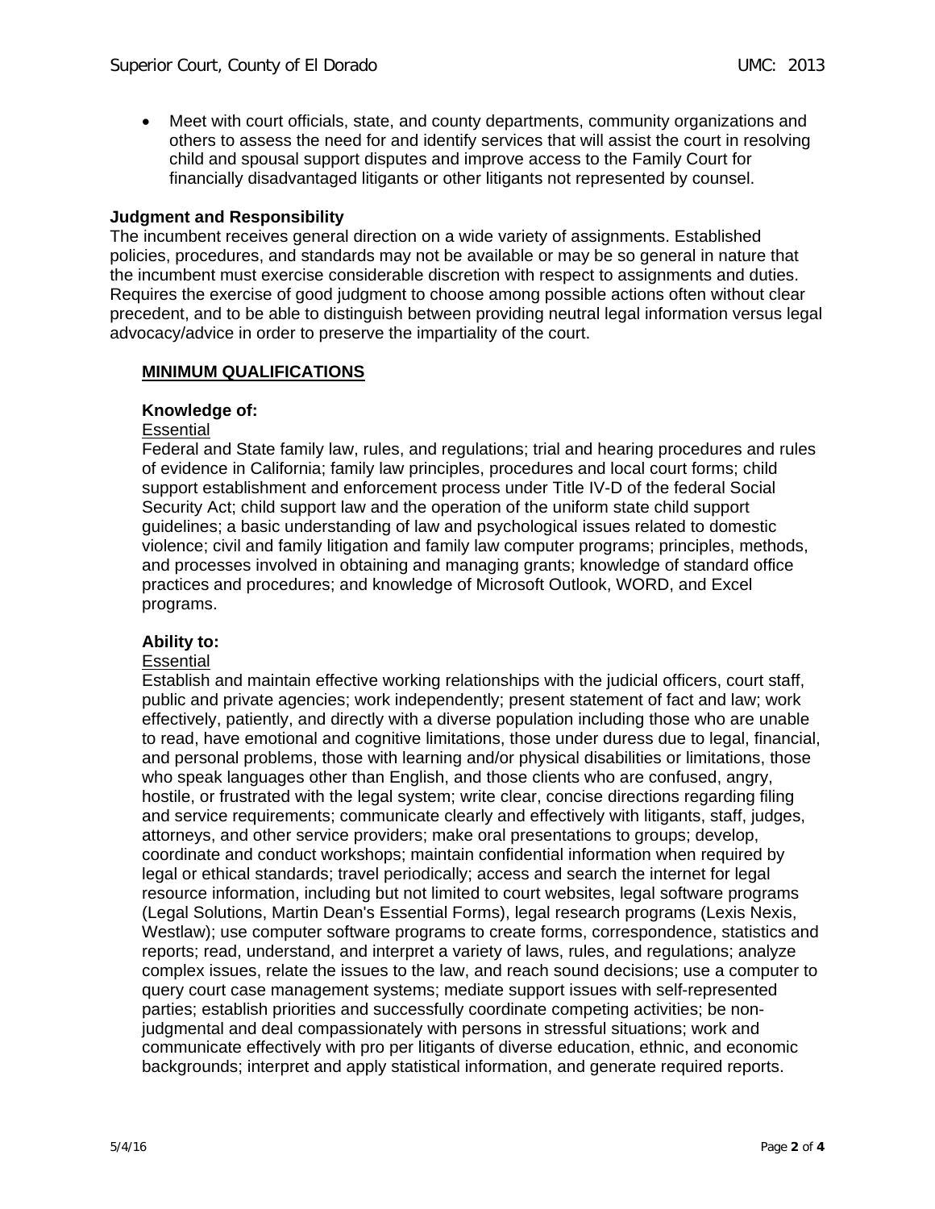- Meet with court officials, state, and county departments, community organizations and others to assess the need for and identify services that will assist the court in resolving child and spousal support disputes and improve access to the Family Court for financially disadvantaged litigants or other litigants not represented by counsel.

**Judgment and Responsibility**

The incumbent receives general direction on a wide variety of assignments. Established policies, procedures, and standards may not be available or may be so general in nature that the incumbent must exercise considerable discretion with respect to assignments and duties. Requires the exercise of good judgment to choose among possible actions often without clear precedent, and to be able to distinguish between providing neutral legal information versus legal advocacy/advice in order to preserve the impartiality of the court.

## MINIMUM QUALIFICATIONS

**Knowledge of:**

Essential

Federal and State family law, rules, and regulations; trial and hearing procedures and rules of evidence in California; family law principles, procedures and local court forms; child support establishment and enforcement process under Title IV-D of the federal Social Security Act; child support law and the operation of the uniform state child support guidelines; a basic understanding of law and psychological issues related to domestic violence; civil and family litigation and family law computer programs; principles, methods, and processes involved in obtaining and managing grants; knowledge of standard office practices and procedures; and knowledge of Microsoft Outlook, WORD, and Excel programs.

**Ability to:**

Essential

Establish and maintain effective working relationships with the judicial officers, court staff, public and private agencies; work independently; present statement of fact and law; work effectively, patiently, and directly with a diverse population including those who are unable to read, have emotional and cognitive limitations, those under duress due to legal, financial, and personal problems, those with learning and/or physical disabilities or limitations, those who speak languages other than English, and those clients who are confused, angry, hostile, or frustrated with the legal system; write clear, concise directions regarding filing and service requirements; communicate clearly and effectively with litigants, staff, judges, attorneys, and other service providers; make oral presentations to groups; develop, coordinate and conduct workshops; maintain confidential information when required by legal or ethical standards; travel periodically; access and search the internet for legal resource information, including but not limited to court websites, legal software programs (Legal Solutions, Martin Dean's Essential Forms), legal research programs (Lexis Nexis, Westlaw); use computer software programs to create forms, correspondence, statistics and reports; read, understand, and interpret a variety of laws, rules, and regulations; analyze complex issues, relate the issues to the law, and reach sound decisions; use a computer to query court case management systems; mediate support issues with self-represented parties; establish priorities and successfully coordinate competing activities; be non-judgmental and deal compassionately with persons in stressful situations; work and communicate effectively with pro per litigants of diverse education, ethnic, and economic backgrounds; interpret and apply statistical information, and generate required reports.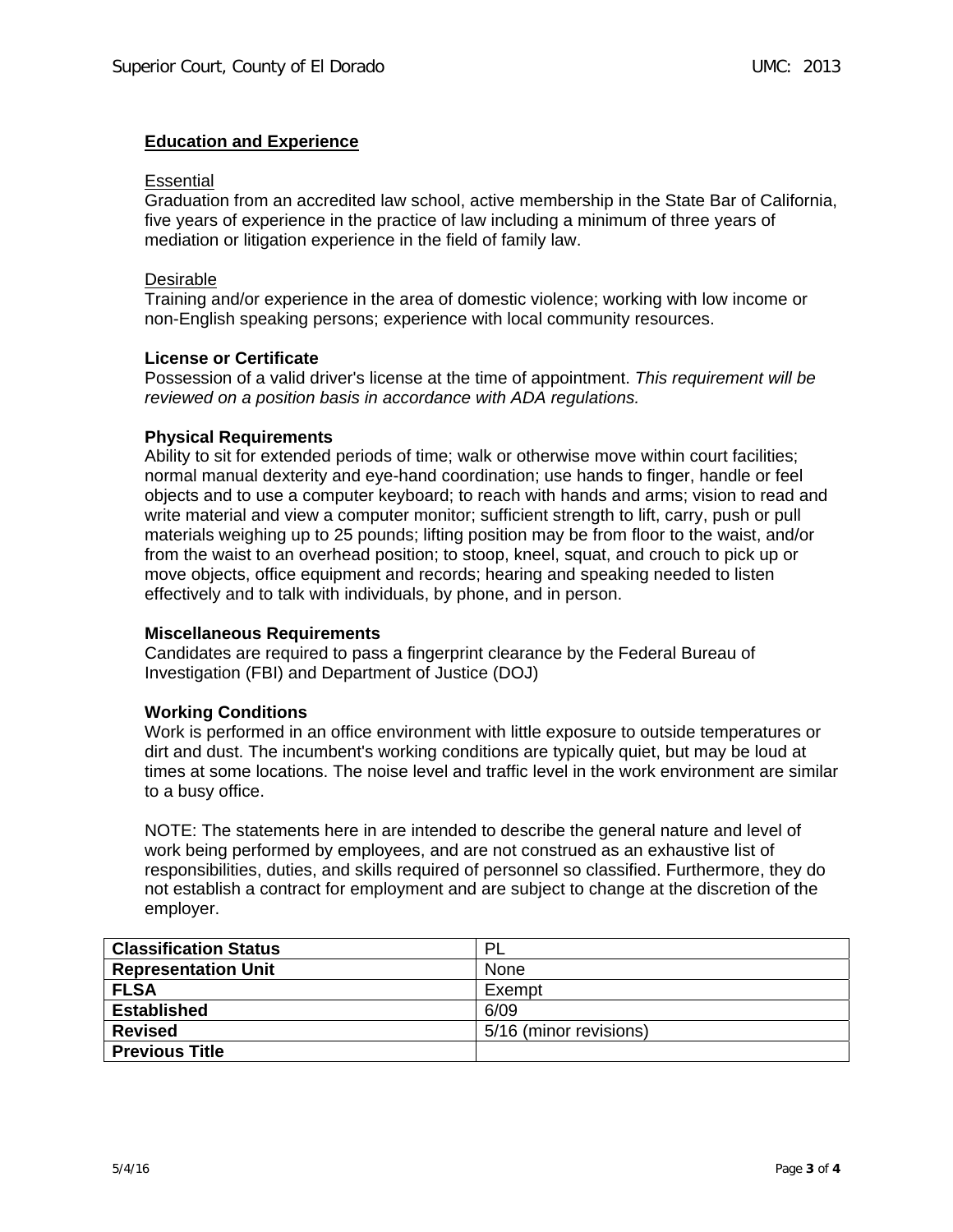## Education and Experience

Essential

Graduation from an accredited law school, active membership in the State Bar of California, five years of experience in the practice of law including a minimum of three years of mediation or litigation experience in the field of family law.

Desirable

Training and/or experience in the area of domestic violence; working with low income or non-English speaking persons; experience with local community resources.

### License or Certificate

Possession of a valid driver's license at the time of appointment. *This requirement will be reviewed on a position basis in accordance with ADA regulations.*

### Physical Requirements

Ability to sit for extended periods of time; walk or otherwise move within court facilities; normal manual dexterity and eye-hand coordination; use hands to finger, handle or feel objects and to use a computer keyboard; to reach with hands and arms; vision to read and write material and view a computer monitor; sufficient strength to lift, carry, push or pull materials weighing up to 25 pounds; lifting position may be from floor to the waist, and/or from the waist to an overhead position; to stoop, kneel, squat, and crouch to pick up or move objects, office equipment and records; hearing and speaking needed to listen effectively and to talk with individuals, by phone, and in person.

### Miscellaneous Requirements

Candidates are required to pass a fingerprint clearance by the Federal Bureau of Investigation (FBI) and Department of Justice (DOJ)

### Working Conditions

Work is performed in an office environment with little exposure to outside temperatures or dirt and dust. The incumbent's working conditions are typically quiet, but may be loud at times at some locations. The noise level and traffic level in the work environment are similar to a busy office.

NOTE: The statements here in are intended to describe the general nature and level of work being performed by employees, and are not construed as an exhaustive list of responsibilities, duties, and skills required of personnel so classified. Furthermore, they do not establish a contract for employment and are subject to change at the discretion of the employer.

| **Classification Status** | PL |
|---|---|
| **Representation Unit** | None |
| **FLSA** | Exempt |
| **Established** | 6/09 |
| **Revised** | 5/16 (minor revisions) |
| **Previous Title** | |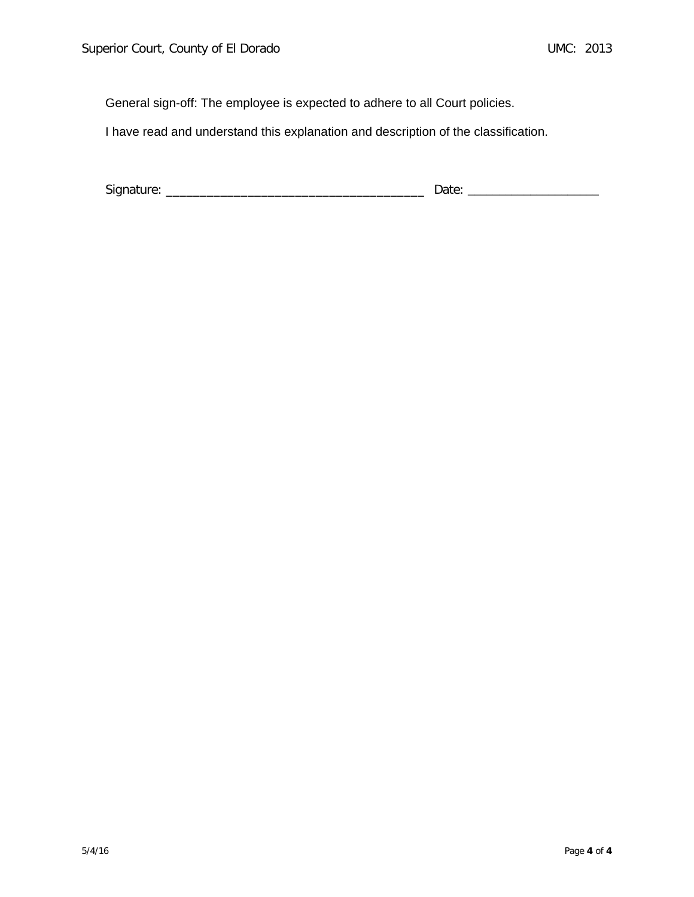General sign-off: The employee is expected to adhere to all Court policies.

I have read and understand this explanation and description of the classification.

Signature: ______________________________________ Date: ____________________